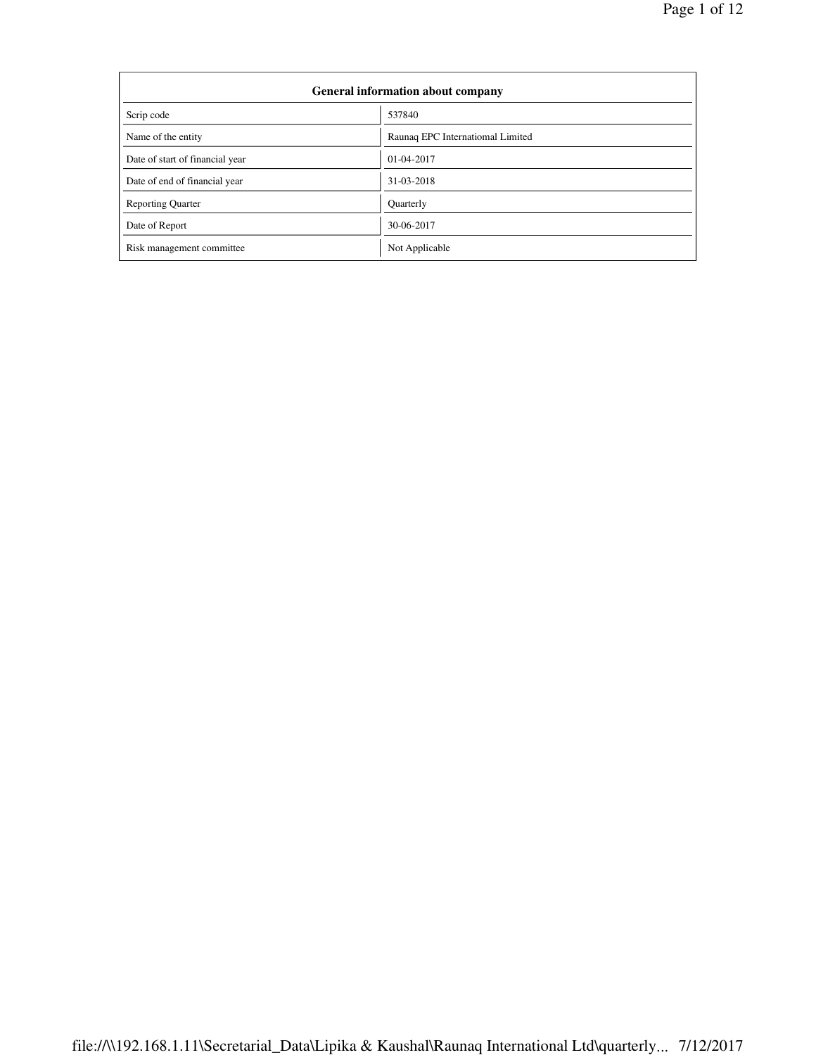| General information about company | |
|---|---|
| Scrip code | 537840 |
| Name of the entity | Raunaq EPC Internatiomal Limited |
| Date of start of financial year | 01-04-2017 |
| Date of end of financial year | 31-03-2018 |
| Reporting Quarter | Quarterly |
| Date of Report | 30-06-2017 |
| Risk management committee | Not Applicable |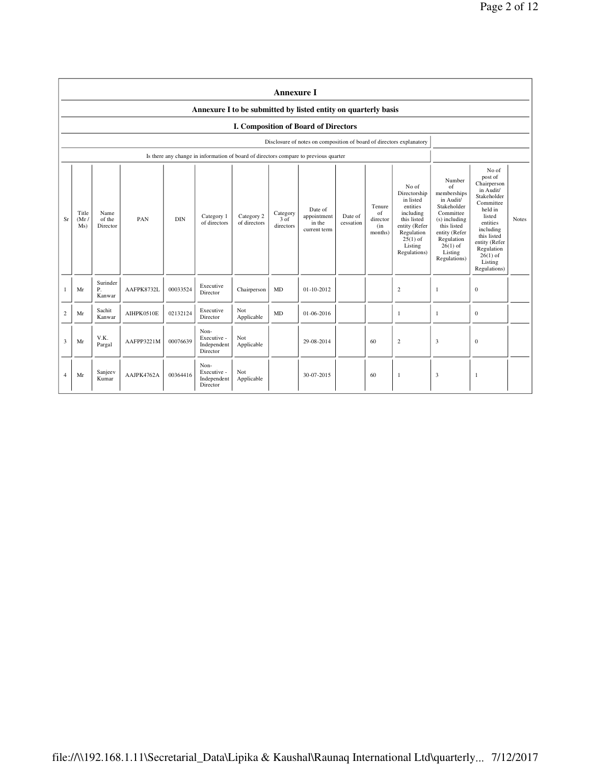# Annexure I

## Annexure I to be submitted by listed entity on quarterly basis

### I. Composition of Board of Directors

| Disclosure of notes on composition of board of directors explanatory | |
|---|---|
| Is there any change in information of board of directors compare to previous quarter | |

| Sr | Title (Mr / Ms) | Name of the Director | PAN | DIN | Category 1 of directors | Category 2 of directors | Category 3 of directors | Date of appointment in the current term | Date of cessation | Tenure of director (in months) | No of Directorship in listed entities including this listed entity (Refer Regulation 25(1) of Listing Regulations) | Number of memberships in Audit/ Stakeholder Committee (s) including this listed entity (Refer Regulation 26(1) of Listing Regulations) | No of post of Chairperson in Audit/ Stakeholder Committee held in listed entities including this listed entity (Refer Regulation 26(1) of Listing Regulations) | Notes |
|---|---|---|---|---|---|---|---|---|---|---|---|---|---|---|
| 1 | Mr | Surinder P. Kanwar | AAFPK8732L | 00033524 | Executive Director | Chairperson | MD | 01-10-2012 | | | 2 | 1 | 0 | |
| 2 | Mr | Sachit Kanwar | AIHPK0510E | 02132124 | Executive Director | Not Applicable | MD | 01-06-2016 | | | 1 | 1 | 0 | |
| 3 | Mr | V.K. Pargal | AAFPP3221M | 00076639 | Non-Executive - Independent Director | Not Applicable | | 29-08-2014 | | 60 | 2 | 3 | 0 | |
| 4 | Mr | Sanjeev Kumar | AAJPK4762A | 00364416 | Non-Executive - Independent Director | Not Applicable | | 30-07-2015 | | 60 | 1 | 3 | 1 | |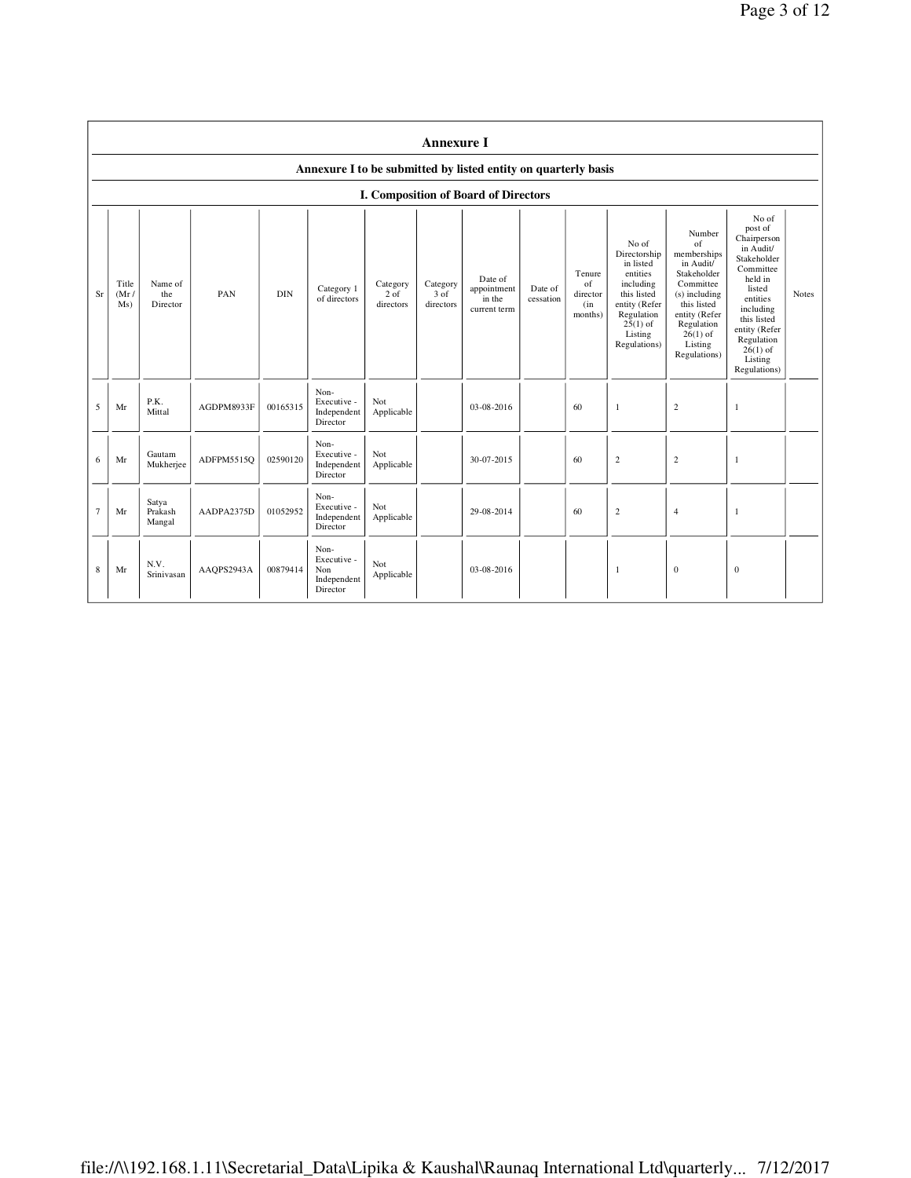# Annexure I

## Annexure I to be submitted by listed entity on quarterly basis

### I. Composition of Board of Directors

| Sr | Title (Mr / Ms) | Name of the Director | PAN | DIN | Category 1 of directors | Category 2 of directors | Category 3 of directors | Date of appointment in the current term | Date of cessation | Tenure of director (in months) | No of Directorship in listed entities including this listed entity (Refer Regulation 25(1) of Listing Regulations) | Number of memberships in Audit/ Stakeholder Committee (s) including this listed entity (Refer Regulation 26(1) of Listing Regulations) | No of post of Chairperson in Audit/ Stakeholder Committee held in listed entities including this listed entity (Refer Regulation 26(1) of Listing Regulations) | Notes |
|---|---|---|---|---|---|---|---|---|---|---|---|---|---|---|
| 5 | Mr | P.K. Mittal | AGDPM8933F | 00165315 | Non-Executive - Independent Director | Not Applicable | | 03-08-2016 | | 60 | 1 | 2 | 1 | |
| 6 | Mr | Gautam Mukherjee | ADFPM5515Q | 02590120 | Non-Executive - Independent Director | Not Applicable | | 30-07-2015 | | 60 | 2 | 2 | 1 | |
| 7 | Mr | Satya Prakash Mangal | AADPA2375D | 01052952 | Non-Executive - Independent Director | Not Applicable | | 29-08-2014 | | 60 | 2 | 4 | 1 | |
| 8 | Mr | N.V. Srinivasan | AAQPS2943A | 00879414 | Non-Executive - Non Independent Director | Not Applicable | | 03-08-2016 | | | 1 | 0 | 0 | |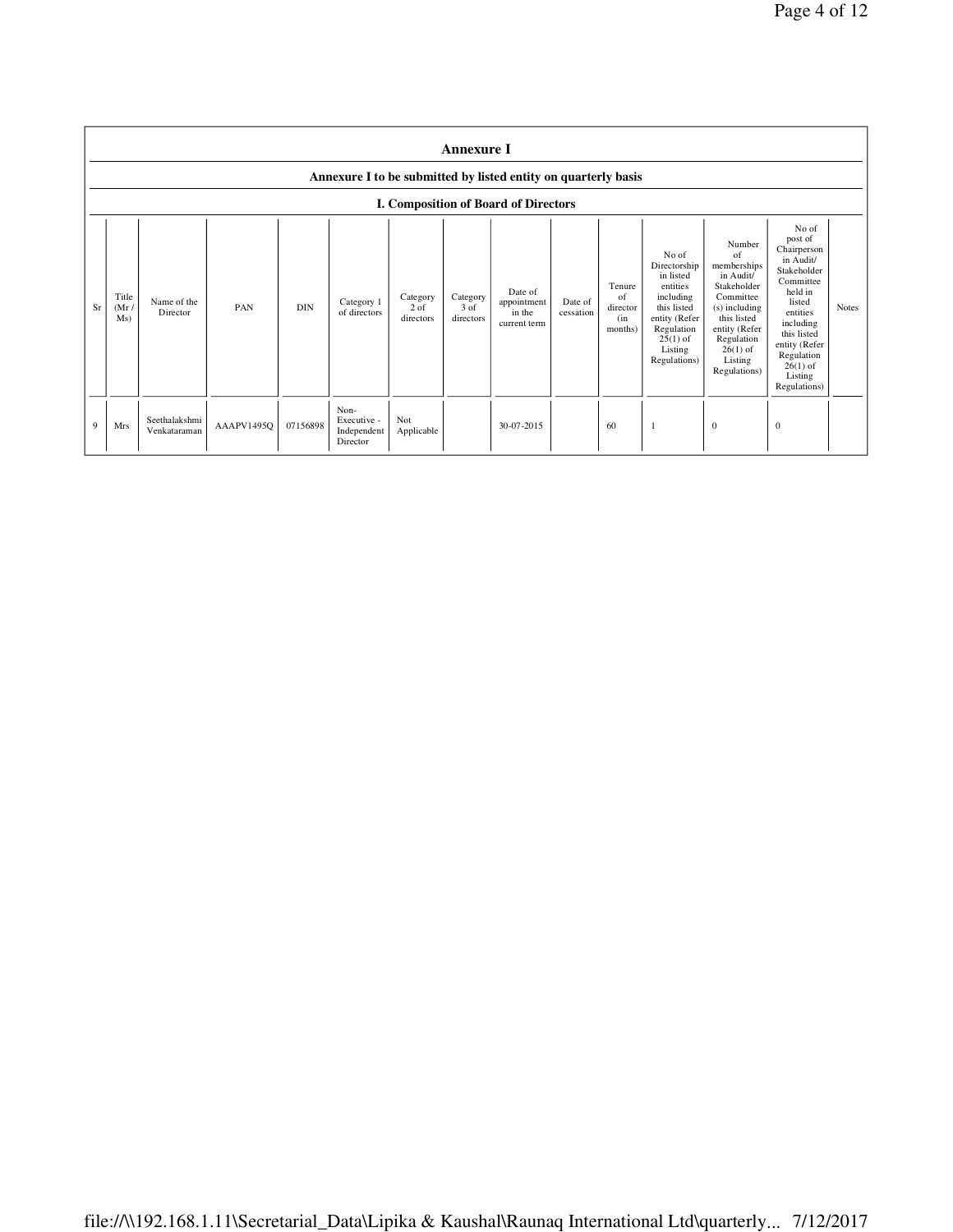## Annexure I

### Annexure I to be submitted by listed entity on quarterly basis

### I. Composition of Board of Directors

| Sr | Title (Mr / Ms) | Name of the Director | PAN | DIN | Category 1 of directors | Category 2 of directors | Category 3 of directors | Date of appointment in the current term | Date of cessation | Tenure of director (in months) | No of Directorship in listed entities including this listed entity (Refer Regulation 25(1) of Listing Regulations) | Number of memberships in Audit/ Stakeholder Committee (s) including this listed entity (Refer Regulation 26(1) of Listing Regulations) | No of post of Chairperson in Audit/ Stakeholder Committee held in listed entities including this listed entity (Refer Regulation 26(1) of Listing Regulations) | Notes |
|---|---|---|---|---|---|---|---|---|---|---|---|---|---|---|
| 9 | Mrs | Seethalakshmi Venkataraman | AAAPV1495Q | 07156898 | Non-Executive - Independent Director | Not Applicable | | 30-07-2015 | | 60 | 1 | 0 | 0 | |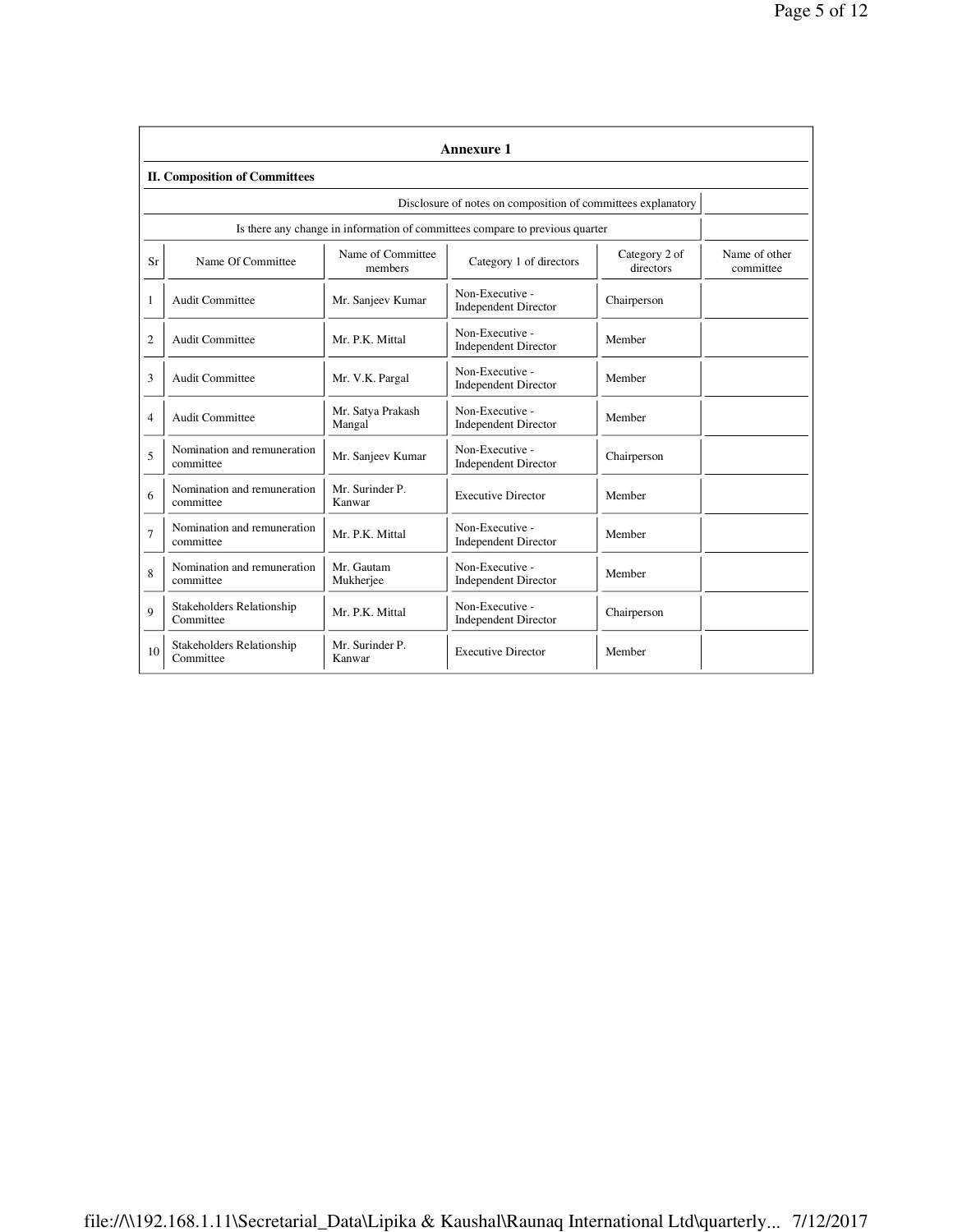## Annexure 1

### II. Composition of Committees

| Disclosure of notes on composition of committees explanatory | |
|---|---|

| Is there any change in information of committees compare to previous quarter | |
|---|---|

| Sr | Name Of Committee | Name of Committee members | Category 1 of directors | Category 2 of directors | Name of other committee |
|---|---|---|---|---|---|
| 1 | Audit Committee | Mr. Sanjeev Kumar | Non-Executive - Independent Director | Chairperson | |
| 2 | Audit Committee | Mr. P.K. Mittal | Non-Executive - Independent Director | Member | |
| 3 | Audit Committee | Mr. V.K. Pargal | Non-Executive - Independent Director | Member | |
| 4 | Audit Committee | Mr. Satya Prakash Mangal | Non-Executive - Independent Director | Member | |
| 5 | Nomination and remuneration committee | Mr. Sanjeev Kumar | Non-Executive - Independent Director | Chairperson | |
| 6 | Nomination and remuneration committee | Mr. Surinder P. Kanwar | Executive Director | Member | |
| 7 | Nomination and remuneration committee | Mr. P.K. Mittal | Non-Executive - Independent Director | Member | |
| 8 | Nomination and remuneration committee | Mr. Gautam Mukherjee | Non-Executive - Independent Director | Member | |
| 9 | Stakeholders Relationship Committee | Mr. P.K. Mittal | Non-Executive - Independent Director | Chairperson | |
| 10 | Stakeholders Relationship Committee | Mr. Surinder P. Kanwar | Executive Director | Member | |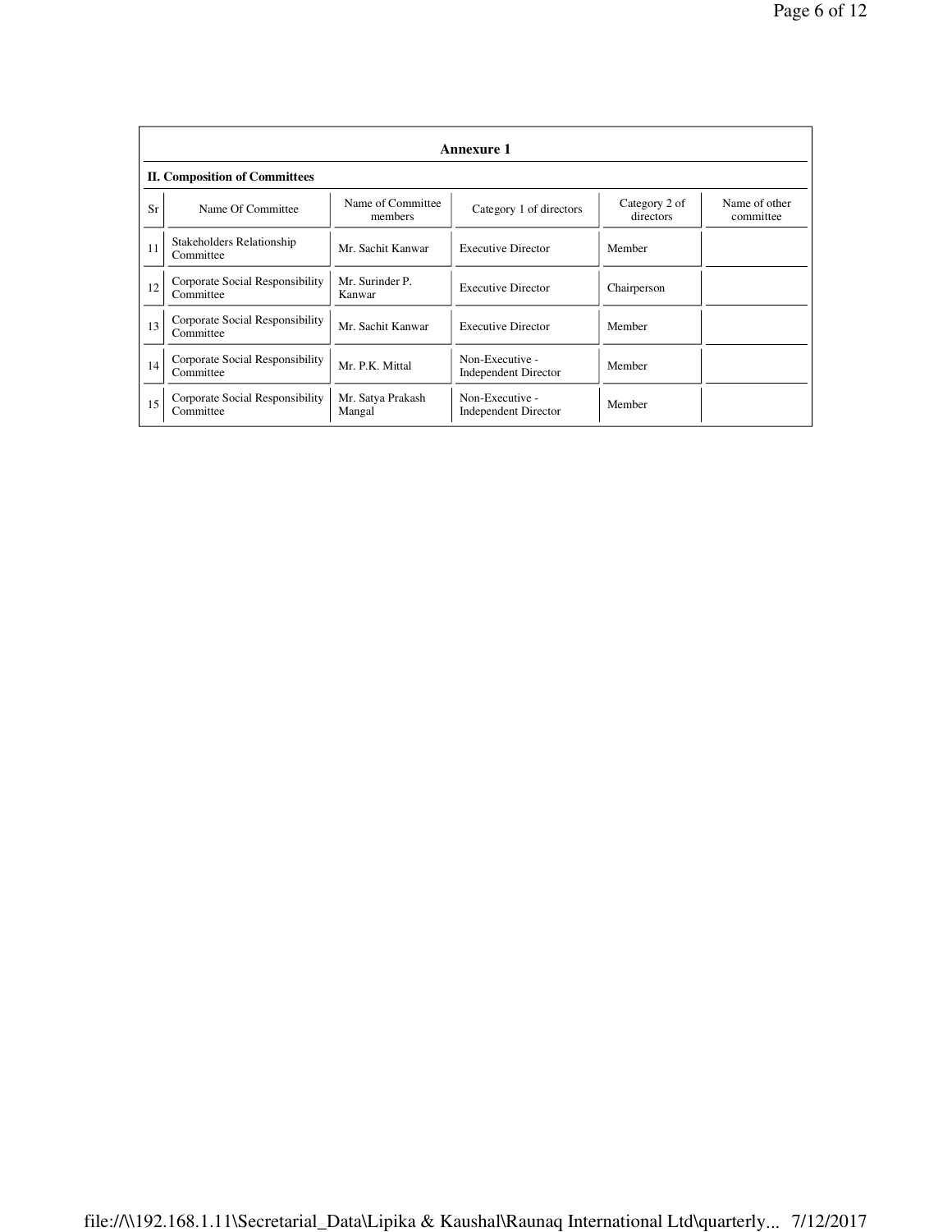## Annexure 1

### II. Composition of Committees

| Sr | Name Of Committee | Name of Committee members | Category 1 of directors | Category 2 of directors | Name of other committee |
|---|---|---|---|---|---|
| 11 | Stakeholders Relationship Committee | Mr. Sachit Kanwar | Executive Director | Member | |
| 12 | Corporate Social Responsibility Committee | Mr. Surinder P. Kanwar | Executive Director | Chairperson | |
| 13 | Corporate Social Responsibility Committee | Mr. Sachit Kanwar | Executive Director | Member | |
| 14 | Corporate Social Responsibility Committee | Mr. P.K. Mittal | Non-Executive - Independent Director | Member | |
| 15 | Corporate Social Responsibility Committee | Mr. Satya Prakash Mangal | Non-Executive - Independent Director | Member | |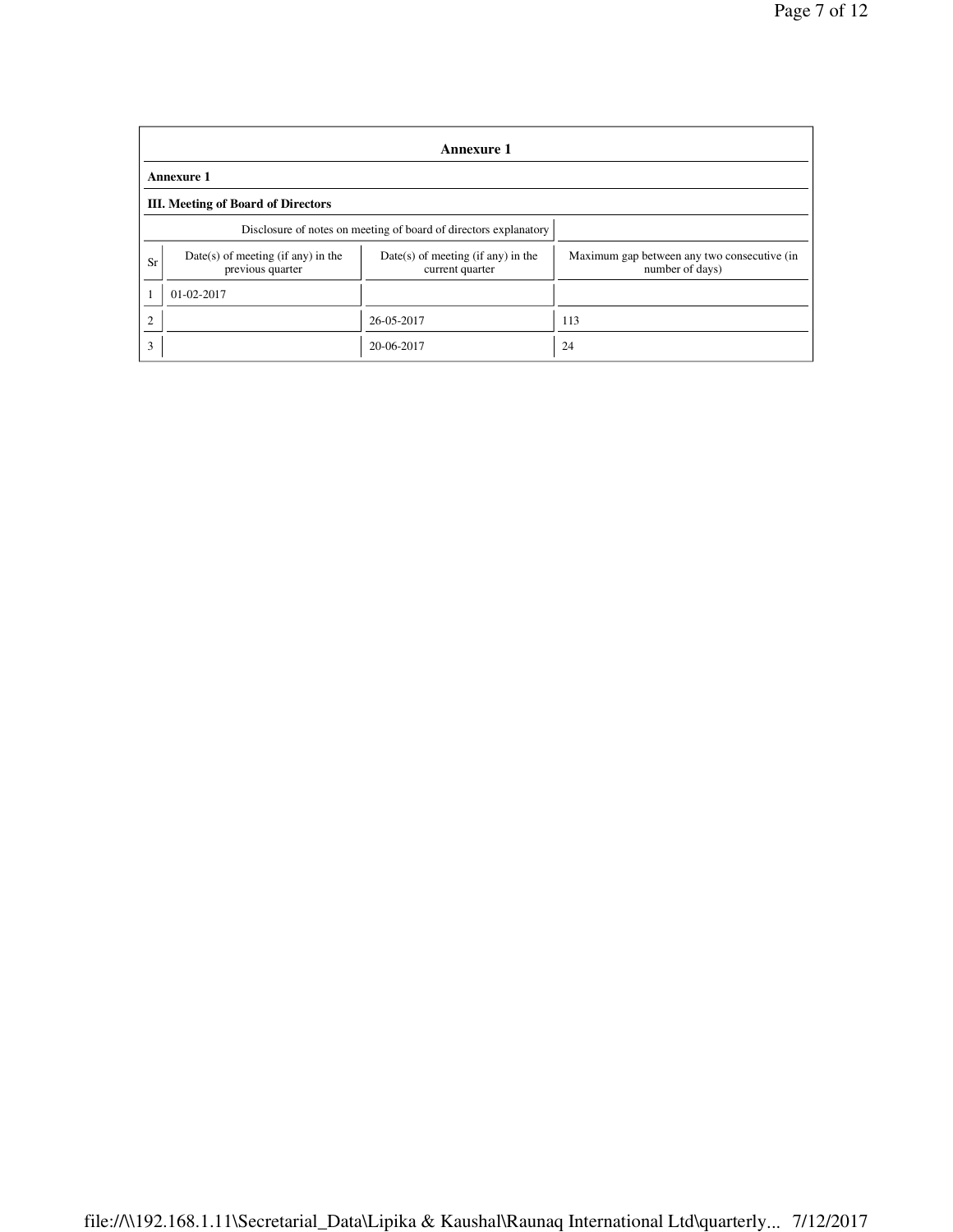## Annexure 1

### Annexure 1

### III. Meeting of Board of Directors

Disclosure of notes on meeting of board of directors explanatory

| Sr | Date(s) of meeting (if any) in the previous quarter | Date(s) of meeting (if any) in the current quarter | Maximum gap between any two consecutive (in number of days) |
|---|---|---|---|
| 1 | 01-02-2017 | | |
| 2 | | 26-05-2017 | 113 |
| 3 | | 20-06-2017 | 24 |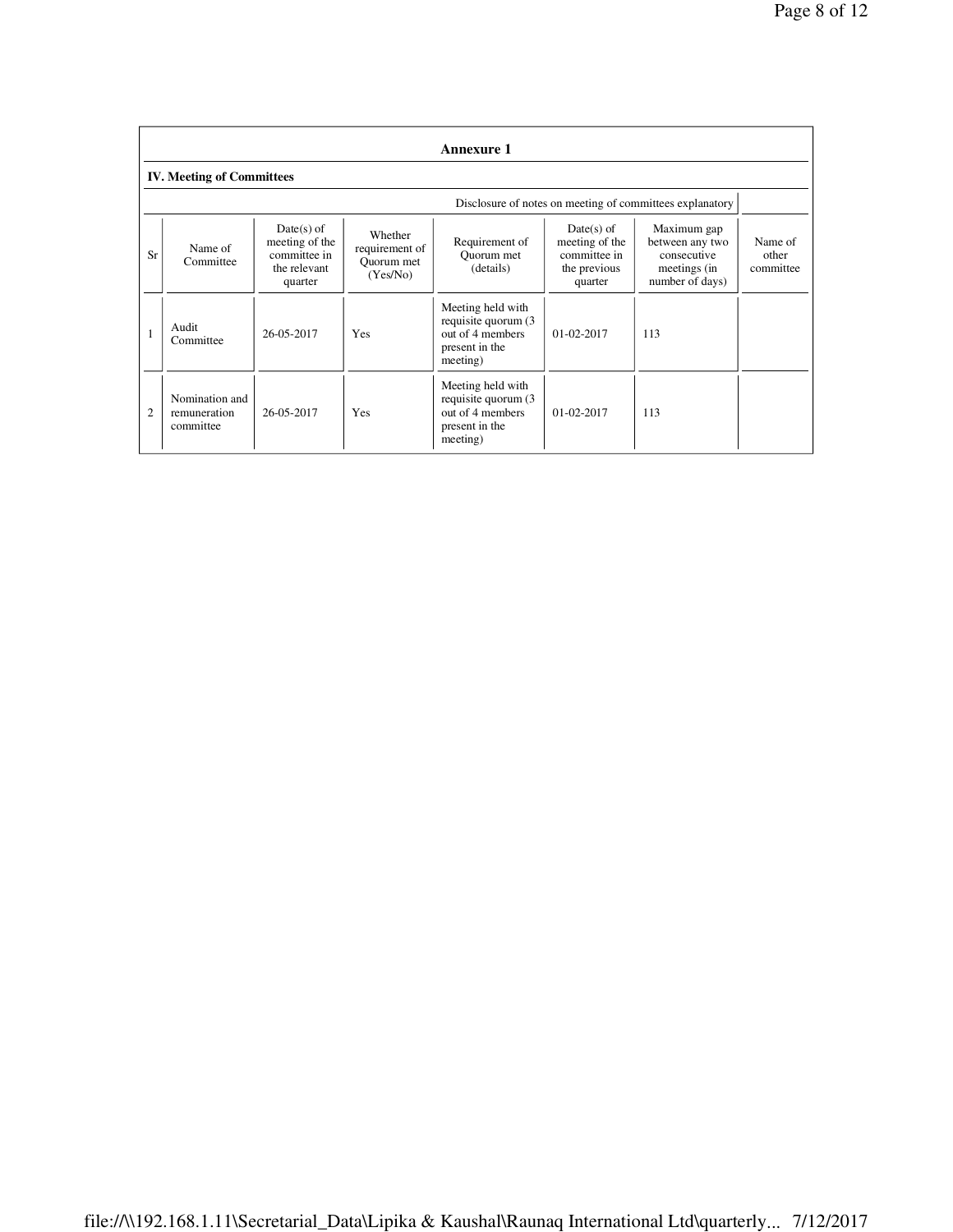## Annexure 1

### IV. Meeting of Committees

Disclosure of notes on meeting of committees explanatory

| Sr | Name of Committee | Date(s) of meeting of the committee in the relevant quarter | Whether requirement of Quorum met (Yes/No) | Requirement of Quorum met (details) | Date(s) of meeting of the committee in the previous quarter | Maximum gap between any two consecutive meetings (in number of days) | Name of other committee |
|---|---|---|---|---|---|---|---|
| 1 | Audit Committee | 26-05-2017 | Yes | Meeting held with requisite quorum (3 out of 4 members present in the meeting) | 01-02-2017 | 113 | |
| 2 | Nomination and remuneration committee | 26-05-2017 | Yes | Meeting held with requisite quorum (3 out of 4 members present in the meeting) | 01-02-2017 | 113 | |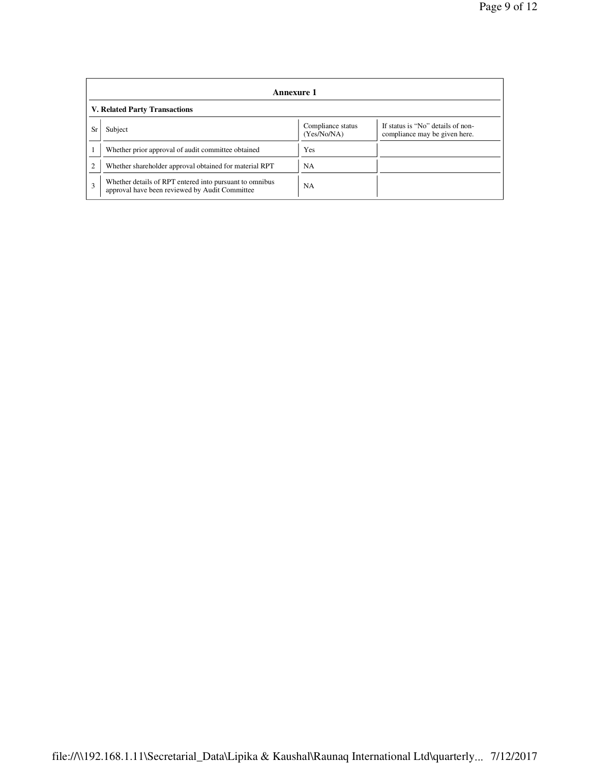## Annexure 1

### V. Related Party Transactions

| Sr | Subject | Compliance status (Yes/No/NA) | If status is "No" details of non-compliance may be given here. |
|---|---|---|---|
| 1 | Whether prior approval of audit committee obtained | Yes | |
| 2 | Whether shareholder approval obtained for material RPT | NA | |
| 3 | Whether details of RPT entered into pursuant to omnibus approval have been reviewed by Audit Committee | NA | |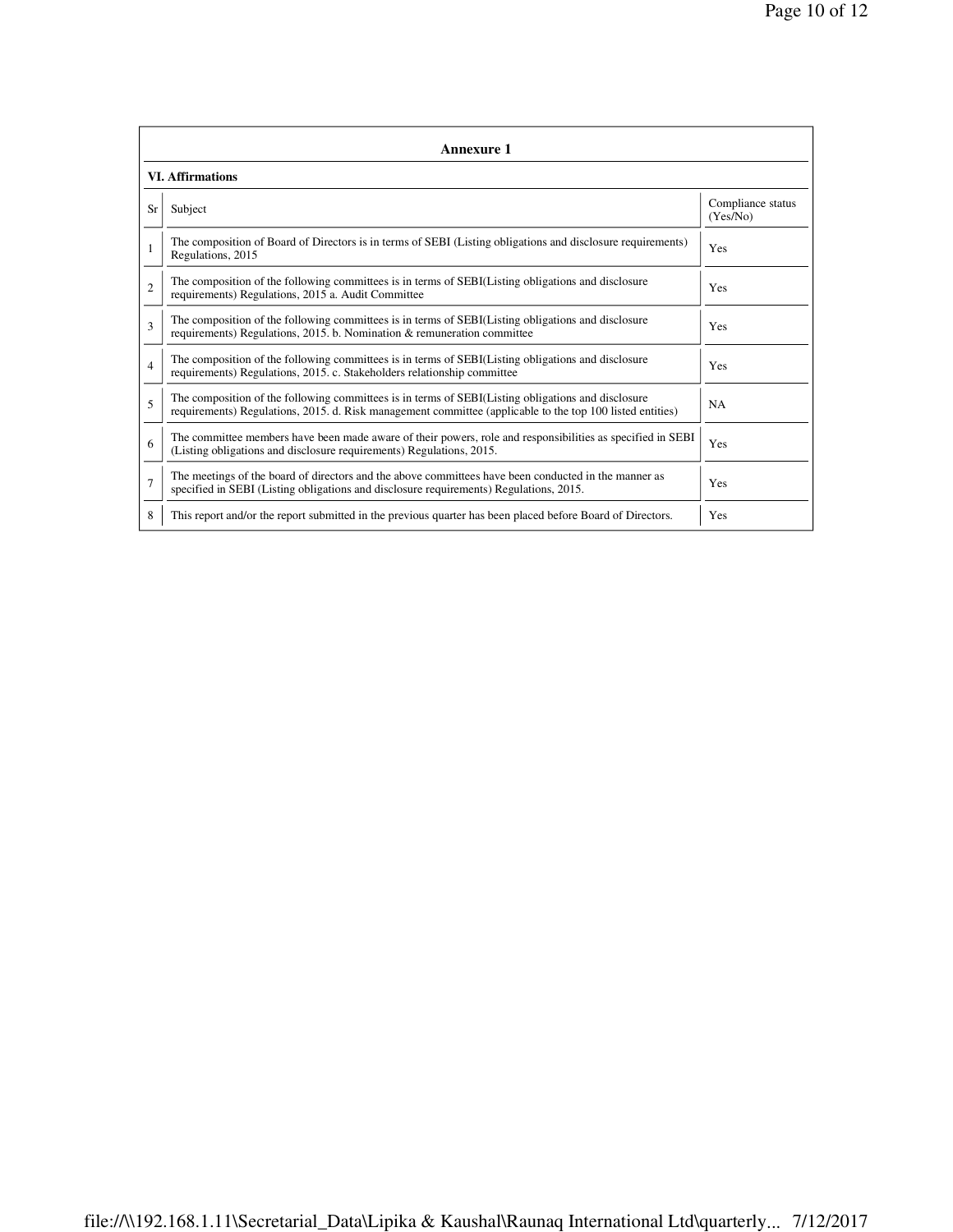## Annexure 1

### VI. Affirmations

| Sr | Subject | Compliance status (Yes/No) |
|---|---|---|
| 1 | The composition of Board of Directors is in terms of SEBI (Listing obligations and disclosure requirements) Regulations, 2015 | Yes |
| 2 | The composition of the following committees is in terms of SEBI(Listing obligations and disclosure requirements) Regulations, 2015 a. Audit Committee | Yes |
| 3 | The composition of the following committees is in terms of SEBI(Listing obligations and disclosure requirements) Regulations, 2015. b. Nomination & remuneration committee | Yes |
| 4 | The composition of the following committees is in terms of SEBI(Listing obligations and disclosure requirements) Regulations, 2015. c. Stakeholders relationship committee | Yes |
| 5 | The composition of the following committees is in terms of SEBI(Listing obligations and disclosure requirements) Regulations, 2015. d. Risk management committee (applicable to the top 100 listed entities) | NA |
| 6 | The committee members have been made aware of their powers, role and responsibilities as specified in SEBI (Listing obligations and disclosure requirements) Regulations, 2015. | Yes |
| 7 | The meetings of the board of directors and the above committees have been conducted in the manner as specified in SEBI (Listing obligations and disclosure requirements) Regulations, 2015. | Yes |
| 8 | This report and/or the report submitted in the previous quarter has been placed before Board of Directors. | Yes |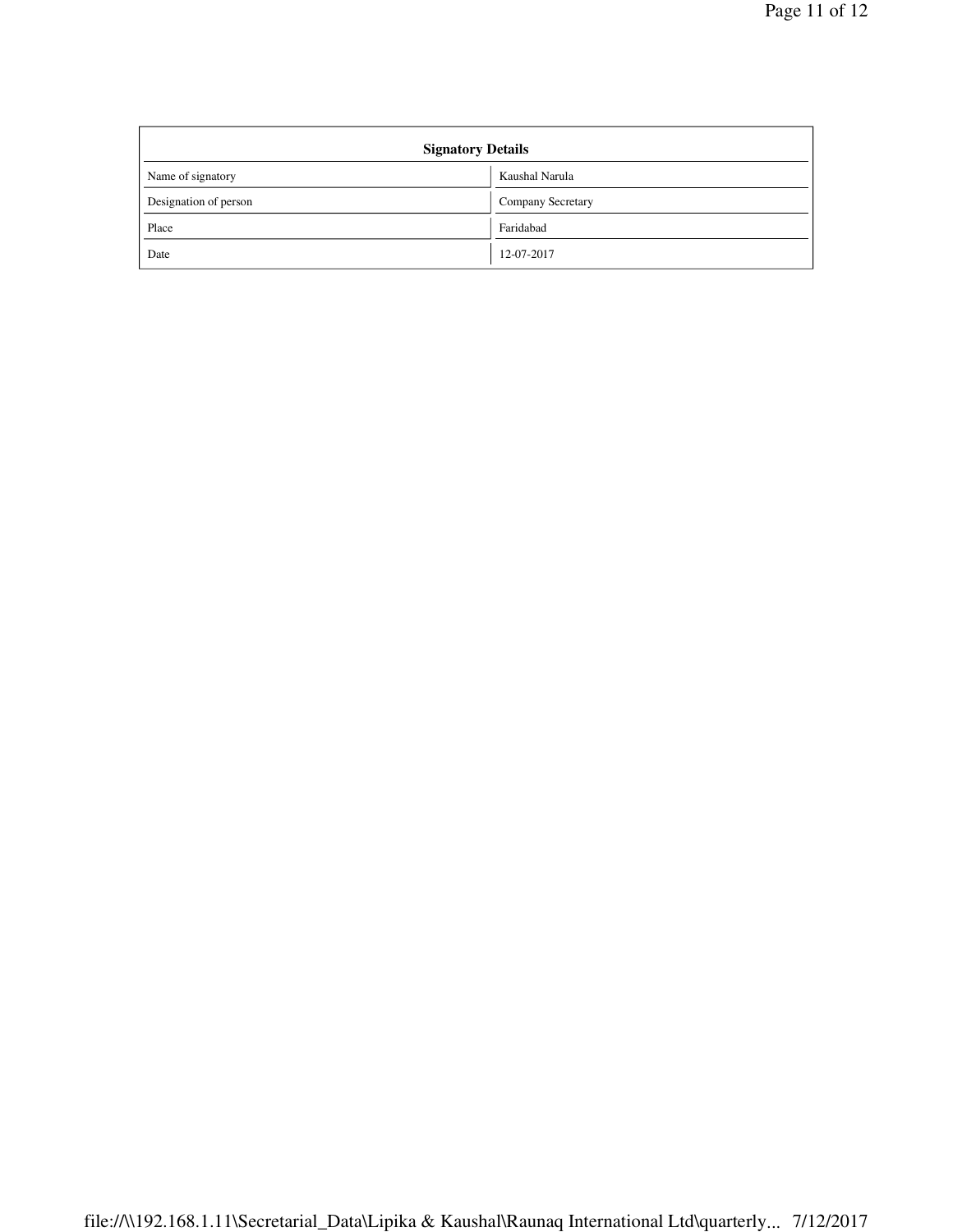| Signatory Details | |
|---|---|
| Name of signatory | Kaushal Narula |
| Designation of person | Company Secretary |
| Place | Faridabad |
| Date | 12-07-2017 |